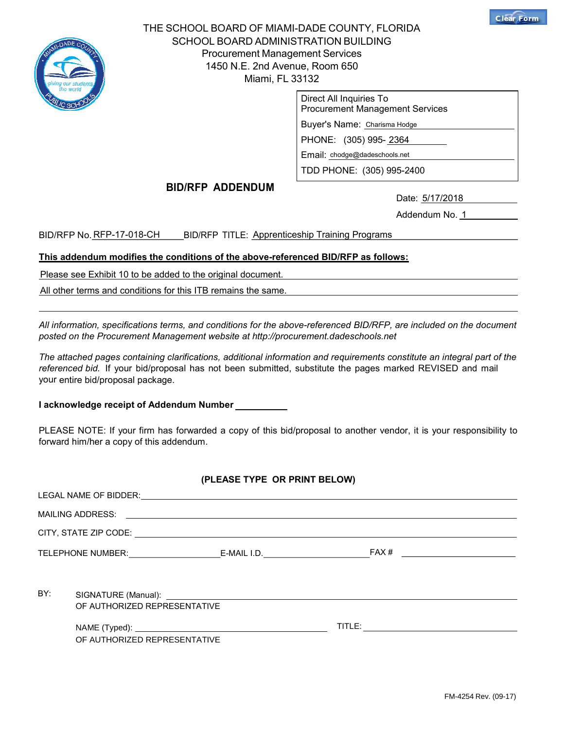THE SCHOOL BOARD OF MIAMI-DADE COUNTY, FLORIDA
SCHOOL BOARD ADMINISTRATION BUILDING
Procurement Management Services
1450 N.E. 2nd Avenue, Room 650
Miami, FL 33132

Direct All Inquiries To
Procurement Management Services

Buyer's Name: Charisma Hodge

PHONE: (305) 995- 2364

Email: chodge@dadeschools.net

TDD PHONE: (305) 995-2400

## BID/RFP ADDENDUM

Date: 5/17/2018

Addendum No. 1

BID/RFP No. RFP-17-018-CH BID/RFP TITLE: Apprenticeship Training Programs

**This addendum modifies the conditions of the above-referenced BID/RFP as follows:**

Please see Exhibit 10 to be added to the original document.

All other terms and conditions for this ITB remains the same.

*All information, specifications terms, and conditions for the above-referenced BID/RFP, are included on the document posted on the Procurement Management website at http://procurement.dadeschools.net*

*The attached pages containing clarifications, additional information and requirements constitute an integral part of the referenced bid.* If your bid/proposal has not been submitted, substitute the pages marked REVISED and mail your entire bid/proposal package.

**I acknowledge receipt of Addendum Number** ________

PLEASE NOTE: If your firm has forwarded a copy of this bid/proposal to another vendor, it is your responsibility to forward him/her a copy of this addendum.

**(PLEASE TYPE OR PRINT BELOW)**

LEGAL NAME OF BIDDER: ________________________

MAILING ADDRESS: ________________________

CITY, STATE ZIP CODE: ________________________

TELEPHONE NUMBER: ____________ E-MAIL I.D. ____________ FAX # ____________

BY: SIGNATURE (Manual): ________________________
OF AUTHORIZED REPRESENTATIVE

NAME (Typed): ________________________ TITLE: ________________________
OF AUTHORIZED REPRESENTATIVE

FM-4254 Rev. (09-17)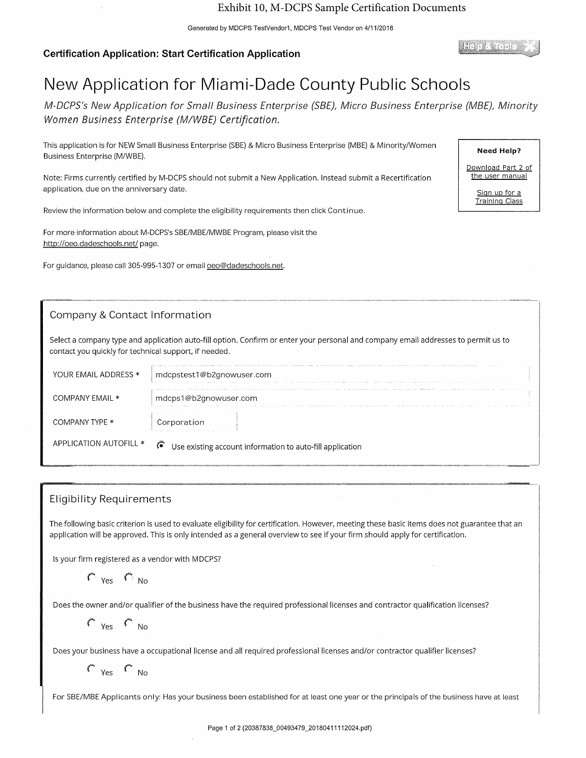Exhibit 10, M-DCPS Sample Certification Documents

Generated by MDCPS TestVendor1, MDCPS Test Vendor on 4/11/2018

**Certification Application: Start Certification Application**

Help & Tools

# New Application for Miami-Dade County Public Schools

*M-DCPS's New Application for Small Business Enterprise (SBE), Micro Business Enterprise (MBE), Minority Women Business Enterprise (M/WBE) Certification.*

This application is for NEW Small Business Enterprise (SBE) & Micro Business Enterprise (MBE) & Minority/Women Business Enterprise (M/WBE).

Note: Firms currently certified by M-DCPS should not submit a New Application. Instead submit a Recertification application, due on the anniversary date.

Review the information below and complete the eligibility requirements then click Continue.

For more information about M-DCPS's SBE/MBE/MWBE Program, please visit the http://oeo.dadeschools.net/ page.

For guidance, please call 305-995-1307 or email oeo@dadeschools.net.

**Need Help?**

Download Part 2 of the user manual

Sign up for a Training Class

## Company & Contact Information

Select a company type and application auto-fill option. Confirm or enter your personal and company email addresses to permit us to contact you quickly for technical support, if needed.

| | |
|---|---|
| YOUR EMAIL ADDRESS * | mdcpstest1@b2gnowuser.com |
| COMPANY EMAIL * | mdcps1@b2gnowuser.com |
| COMPANY TYPE * | Corporation |
| APPLICATION AUTOFILL * | (●) Use existing account information to auto-fill application |

## Eligibility Requirements

The following basic criterion is used to evaluate eligibility for certification. However, meeting these basic items does not guarantee that an application will be approved. This is only intended as a general overview to see if your firm should apply for certification.

Is your firm registered as a vendor with MDCPS?

( ) Yes ( ) No

Does the owner and/or qualifier of the business have the required professional licenses and contractor qualification licenses?

( ) Yes ( ) No

Does your business have a occupational license and all required professional licenses and/or contractor qualifier licenses?

( ) Yes ( ) No

For SBE/MBE Applicants only: Has your business been established for at least one year or the principals of the business have at least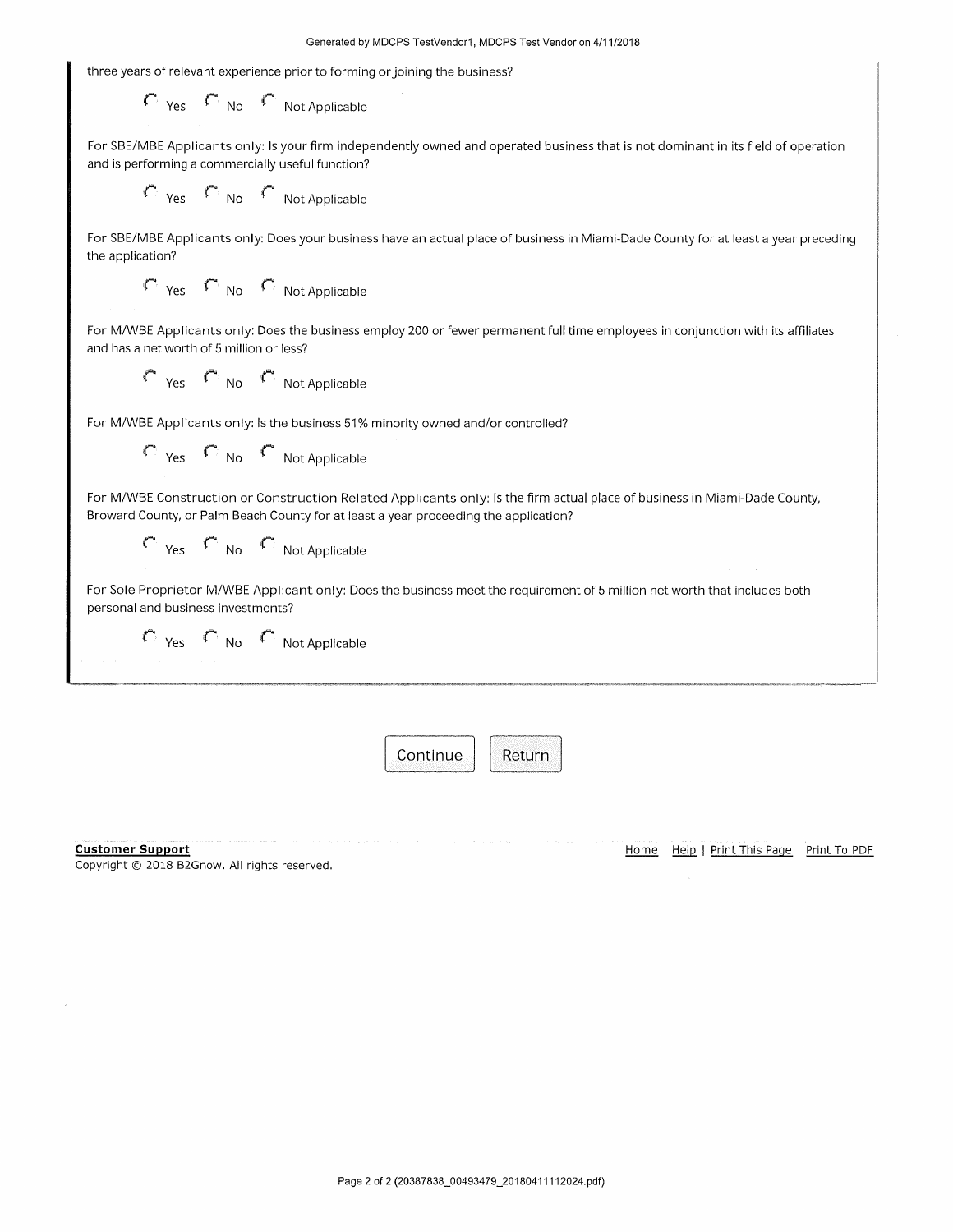three years of relevant experience prior to forming or joining the business?

○ Yes ○ No ○ Not Applicable

For SBE/MBE Applicants only: Is your firm independently owned and operated business that is not dominant in its field of operation and is performing a commercially useful function?

○ Yes ○ No ○ Not Applicable

For SBE/MBE Applicants only: Does your business have an actual place of business in Miami-Dade County for at least a year preceding the application?

○ Yes ○ No ○ Not Applicable

For M/WBE Applicants only: Does the business employ 200 or fewer permanent full time employees in conjunction with its affiliates and has a net worth of 5 million or less?

○ Yes ○ No ○ Not Applicable

For M/WBE Applicants only: Is the business 51% minority owned and/or controlled?

○ Yes ○ No ○ Not Applicable

For M/WBE Construction or Construction Related Applicants only: Is the firm actual place of business in Miami-Dade County, Broward County, or Palm Beach County for at least a year proceeding the application?

○ Yes ○ No ○ Not Applicable

For Sole Proprietor M/WBE Applicant only: Does the business meet the requirement of 5 million net worth that includes both personal and business investments?

○ Yes ○ No ○ Not Applicable

Continue Return

**Customer Support**

Copyright © 2018 B2Gnow. All rights reserved.

Home | Help | Print This Page | Print To PDF